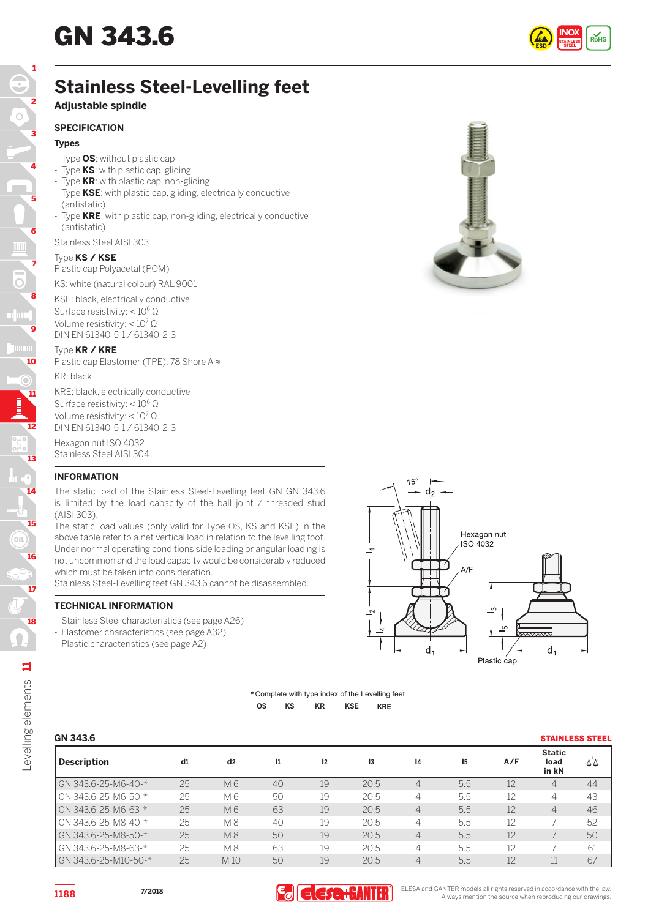# GN 343.6

## Stainless Steel-Levelling feet

### Adjustable spindle

#### SPECIFICATION

**Types**

- Type **OS**: without plastic cap
- Type **KS**: with plastic cap, gliding
- Type **KR**: with plastic cap, non-gliding
- Type **KSE**: with plastic cap, gliding, electrically conductive (antistatic)
- Type **KRE**: with plastic cap, non-gliding, electrically conductive (antistatic)

Stainless Steel AISI 303

Type **KS / KSE**
Plastic cap Polyacetal (POM)

KS: white (natural colour) RAL 9001

KSE: black, electrically conductive
Surface resistivity: < $10^6$ Ω
Volume resistivity: < $10^7$ Ω
DIN EN 61340-5-1 / 61340-2-3

Type **KR / KRE**
Plastic cap Elastomer (TPE), 78 Shore A ≈

KR: black

KRE: black, electrically conductive
Surface resistivity: < $10^6$ Ω
Volume resistivity: < $10^7$ Ω
DIN EN 61340-5-1 / 61340-2-3

Hexagon nut ISO 4032
Stainless Steel AISI 304

#### INFORMATION

The static load of the Stainless Steel-Levelling feet GN GN 343.6 is limited by the load capacity of the ball joint / threaded stud (AISI 303).
The static load values (only valid for Type OS, KS and KSE) in the above table refer to a net vertical load in relation to the levelling foot. Under normal operating conditions side loading or angular loading is not uncommon and the load capacity would be considerably reduced which must be taken into consideration.
Stainless Steel-Levelling feet GN 343.6 cannot be disassembled.

#### TECHNICAL INFORMATION

- Stainless Steel characteristics (see page A26)
- Elastomer characteristics (see page A32)
- Plastic characteristics (see page A2)

15° · $d_2$ · Hexagon nut ISO 4032 · A/F · $l_1$ · $l_2$ · $l_3$ · $l_4$ · $l_5$ · $d_1$ · Plastic cap

* Complete with type index of the Levelling feet

OS KS KR KSE KRE

**GN 343.6** — STAINLESS STEEL

| Description | d1 | d2 | l1 | l2 | l3 | l4 | l5 | A/F | Static load in kN | ⚖ |
|---|---|---|---|---|---|---|---|---|---|---|
| GN 343.6-25-M6-40-* | 25 | M 6 | 40 | 19 | 20.5 | 4 | 5.5 | 12 | 4 | 44 |
| GN 343.6-25-M6-50-* | 25 | M 6 | 50 | 19 | 20.5 | 4 | 5.5 | 12 | 4 | 43 |
| GN 343.6-25-M6-63-* | 25 | M 6 | 63 | 19 | 20.5 | 4 | 5.5 | 12 | 4 | 46 |
| GN 343.6-25-M8-40-* | 25 | M 8 | 40 | 19 | 20.5 | 4 | 5.5 | 12 | 7 | 52 |
| GN 343.6-25-M8-50-* | 25 | M 8 | 50 | 19 | 20.5 | 4 | 5.5 | 12 | 7 | 50 |
| GN 343.6-25-M8-63-* | 25 | M 8 | 63 | 19 | 20.5 | 4 | 5.5 | 12 | 7 | 61 |
| GN 343.6-25-M10-50-* | 25 | M 10 | 50 | 19 | 20.5 | 4 | 5.5 | 12 | 11 | 67 |

7/2018

ELESA and GANTER models all rights reserved in accordance with the law. Always mention the source when reproducing our drawings.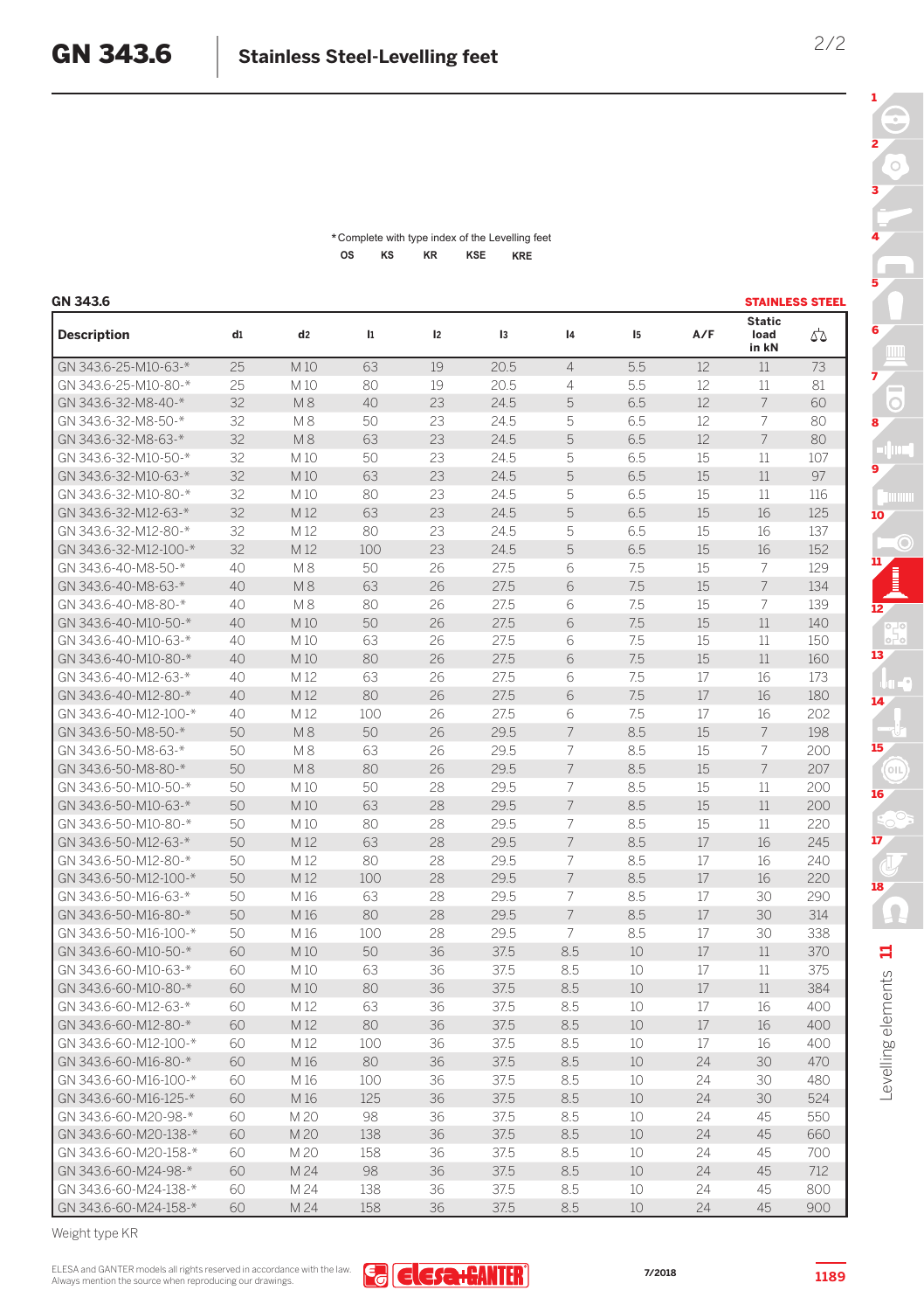# GN 343.6 Stainless Steel-Levelling feet

*Complete with type index of the Levelling feet

OS KS KR KSE KRE

**GN 343.6** **STAINLESS STEEL**

| Description | d1 | d2 | l1 | l2 | l3 | l4 | l5 | A/F | Static load in kN | ⚖ |
|---|---|---|---|---|---|---|---|---|---|---|
| GN 343.6-25-M10-63-* | 25 | M 10 | 63 | 19 | 20.5 | 4 | 5.5 | 12 | 11 | 73 |
| GN 343.6-25-M10-80-* | 25 | M 10 | 80 | 19 | 20.5 | 4 | 5.5 | 12 | 11 | 81 |
| GN 343.6-32-M8-40-* | 32 | M 8 | 40 | 23 | 24.5 | 5 | 6.5 | 12 | 7 | 60 |
| GN 343.6-32-M8-50-* | 32 | M 8 | 50 | 23 | 24.5 | 5 | 6.5 | 12 | 7 | 80 |
| GN 343.6-32-M8-63-* | 32 | M 8 | 63 | 23 | 24.5 | 5 | 6.5 | 12 | 7 | 80 |
| GN 343.6-32-M10-50-* | 32 | M 10 | 50 | 23 | 24.5 | 5 | 6.5 | 15 | 11 | 107 |
| GN 343.6-32-M10-63-* | 32 | M 10 | 63 | 23 | 24.5 | 5 | 6.5 | 15 | 11 | 97 |
| GN 343.6-32-M10-80-* | 32 | M 10 | 80 | 23 | 24.5 | 5 | 6.5 | 15 | 11 | 116 |
| GN 343.6-32-M12-63-* | 32 | M 12 | 63 | 23 | 24.5 | 5 | 6.5 | 15 | 16 | 125 |
| GN 343.6-32-M12-80-* | 32 | M 12 | 80 | 23 | 24.5 | 5 | 6.5 | 15 | 16 | 137 |
| GN 343.6-32-M12-100-* | 32 | M 12 | 100 | 23 | 24.5 | 5 | 6.5 | 15 | 16 | 152 |
| GN 343.6-40-M8-50-* | 40 | M 8 | 50 | 26 | 27.5 | 6 | 7.5 | 15 | 7 | 129 |
| GN 343.6-40-M8-63-* | 40 | M 8 | 63 | 26 | 27.5 | 6 | 7.5 | 15 | 7 | 134 |
| GN 343.6-40-M8-80-* | 40 | M 8 | 80 | 26 | 27.5 | 6 | 7.5 | 15 | 7 | 139 |
| GN 343.6-40-M10-50-* | 40 | M 10 | 50 | 26 | 27.5 | 6 | 7.5 | 15 | 11 | 140 |
| GN 343.6-40-M10-63-* | 40 | M 10 | 63 | 26 | 27.5 | 6 | 7.5 | 15 | 11 | 150 |
| GN 343.6-40-M10-80-* | 40 | M 10 | 80 | 26 | 27.5 | 6 | 7.5 | 15 | 11 | 160 |
| GN 343.6-40-M12-63-* | 40 | M 12 | 63 | 26 | 27.5 | 6 | 7.5 | 17 | 16 | 173 |
| GN 343.6-40-M12-80-* | 40 | M 12 | 80 | 26 | 27.5 | 6 | 7.5 | 17 | 16 | 180 |
| GN 343.6-40-M12-100-* | 40 | M 12 | 100 | 26 | 27.5 | 6 | 7.5 | 17 | 16 | 202 |
| GN 343.6-50-M8-50-* | 50 | M 8 | 50 | 26 | 29.5 | 7 | 8.5 | 15 | 7 | 198 |
| GN 343.6-50-M8-63-* | 50 | M 8 | 63 | 26 | 29.5 | 7 | 8.5 | 15 | 7 | 200 |
| GN 343.6-50-M8-80-* | 50 | M 8 | 80 | 26 | 29.5 | 7 | 8.5 | 15 | 7 | 207 |
| GN 343.6-50-M10-50-* | 50 | M 10 | 50 | 28 | 29.5 | 7 | 8.5 | 15 | 11 | 200 |
| GN 343.6-50-M10-63-* | 50 | M 10 | 63 | 28 | 29.5 | 7 | 8.5 | 15 | 11 | 200 |
| GN 343.6-50-M10-80-* | 50 | M 10 | 80 | 28 | 29.5 | 7 | 8.5 | 15 | 11 | 220 |
| GN 343.6-50-M12-63-* | 50 | M 12 | 63 | 28 | 29.5 | 7 | 8.5 | 17 | 16 | 245 |
| GN 343.6-50-M12-80-* | 50 | M 12 | 80 | 28 | 29.5 | 7 | 8.5 | 17 | 16 | 240 |
| GN 343.6-50-M12-100-* | 50 | M 12 | 100 | 28 | 29.5 | 7 | 8.5 | 17 | 16 | 220 |
| GN 343.6-50-M16-63-* | 50 | M 16 | 63 | 28 | 29.5 | 7 | 8.5 | 17 | 30 | 290 |
| GN 343.6-50-M16-80-* | 50 | M 16 | 80 | 28 | 29.5 | 7 | 8.5 | 17 | 30 | 314 |
| GN 343.6-50-M16-100-* | 50 | M 16 | 100 | 28 | 29.5 | 7 | 8.5 | 17 | 30 | 338 |
| GN 343.6-60-M10-50-* | 60 | M 10 | 50 | 36 | 37.5 | 8.5 | 10 | 17 | 11 | 370 |
| GN 343.6-60-M10-63-* | 60 | M 10 | 63 | 36 | 37.5 | 8.5 | 10 | 17 | 11 | 375 |
| GN 343.6-60-M10-80-* | 60 | M 10 | 80 | 36 | 37.5 | 8.5 | 10 | 17 | 11 | 384 |
| GN 343.6-60-M12-63-* | 60 | M 12 | 63 | 36 | 37.5 | 8.5 | 10 | 17 | 16 | 400 |
| GN 343.6-60-M12-80-* | 60 | M 12 | 80 | 36 | 37.5 | 8.5 | 10 | 17 | 16 | 400 |
| GN 343.6-60-M12-100-* | 60 | M 12 | 100 | 36 | 37.5 | 8.5 | 10 | 17 | 16 | 400 |
| GN 343.6-60-M16-80-* | 60 | M 16 | 80 | 36 | 37.5 | 8.5 | 10 | 24 | 30 | 470 |
| GN 343.6-60-M16-100-* | 60 | M 16 | 100 | 36 | 37.5 | 8.5 | 10 | 24 | 30 | 480 |
| GN 343.6-60-M16-125-* | 60 | M 16 | 125 | 36 | 37.5 | 8.5 | 10 | 24 | 30 | 524 |
| GN 343.6-60-M20-98-* | 60 | M 20 | 98 | 36 | 37.5 | 8.5 | 10 | 24 | 45 | 550 |
| GN 343.6-60-M20-138-* | 60 | M 20 | 138 | 36 | 37.5 | 8.5 | 10 | 24 | 45 | 660 |
| GN 343.6-60-M20-158-* | 60 | M 20 | 158 | 36 | 37.5 | 8.5 | 10 | 24 | 45 | 700 |
| GN 343.6-60-M24-98-* | 60 | M 24 | 98 | 36 | 37.5 | 8.5 | 10 | 24 | 45 | 712 |
| GN 343.6-60-M24-138-* | 60 | M 24 | 138 | 36 | 37.5 | 8.5 | 10 | 24 | 45 | 800 |
| GN 343.6-60-M24-158-* | 60 | M 24 | 158 | 36 | 37.5 | 8.5 | 10 | 24 | 45 | 900 |

Weight type KR

ELESA and GANTER models all rights reserved in accordance with the law. Always mention the source when reproducing our drawings.

7/2018